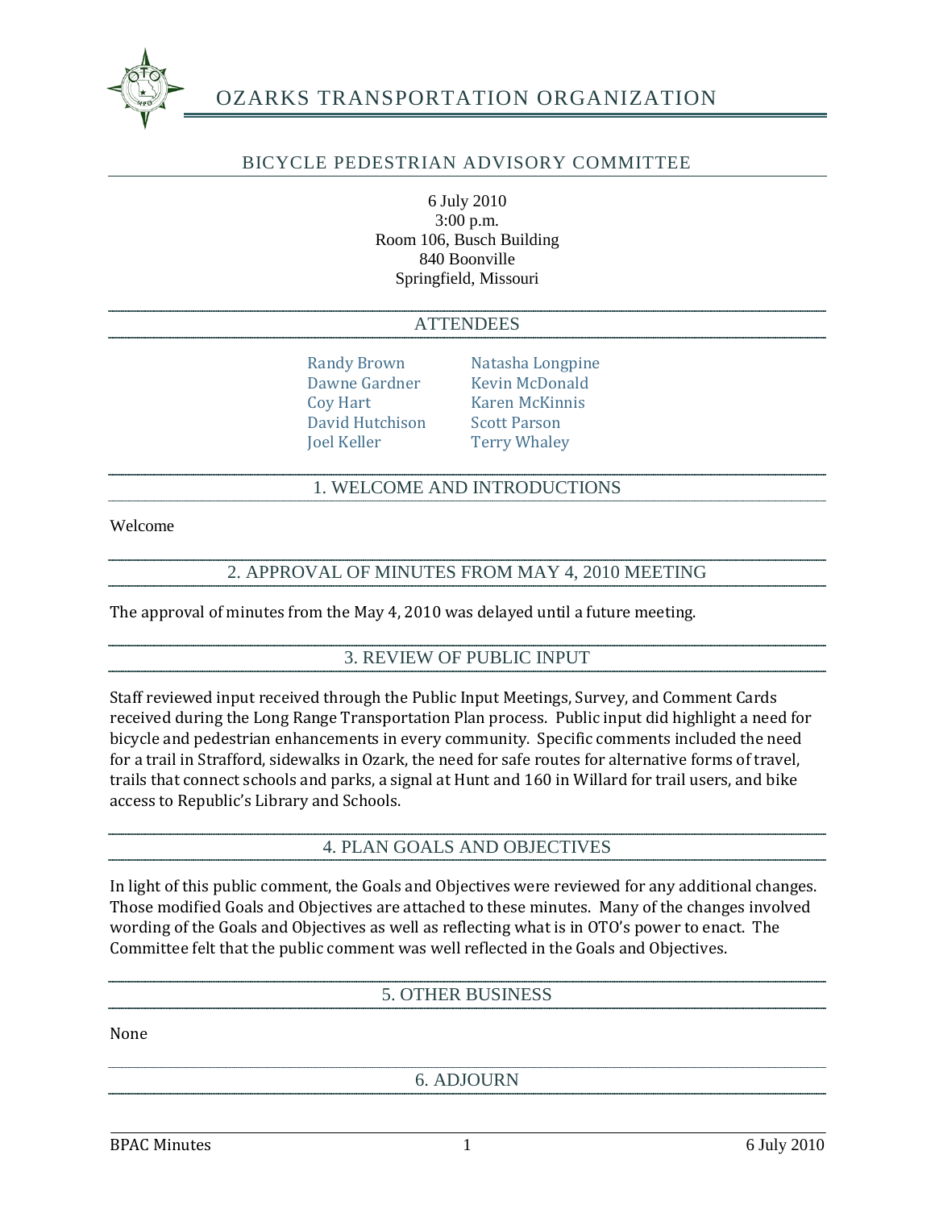# OZARKS TRANSPORTATION ORGANIZATION

## BICYCLE PEDESTRIAN ADVISORY COMMITTEE

6 July 2010
3:00 p.m.
Room 106, Busch Building
840 Boonville
Springfield, Missouri

## ATTENDEES

| | |
|---|---|
| Randy Brown | Natasha Longpine |
| Dawne Gardner | Kevin McDonald |
| Coy Hart | Karen McKinnis |
| David Hutchison | Scott Parson |
| Joel Keller | Terry Whaley |

## 1. WELCOME AND INTRODUCTIONS

Welcome

## 2. APPROVAL OF MINUTES FROM MAY 4, 2010 MEETING

The approval of minutes from the May 4, 2010 was delayed until a future meeting.

## 3. REVIEW OF PUBLIC INPUT

Staff reviewed input received through the Public Input Meetings, Survey, and Comment Cards received during the Long Range Transportation Plan process. Public input did highlight a need for bicycle and pedestrian enhancements in every community. Specific comments included the need for a trail in Strafford, sidewalks in Ozark, the need for safe routes for alternative forms of travel, trails that connect schools and parks, a signal at Hunt and 160 in Willard for trail users, and bike access to Republic's Library and Schools.

## 4. PLAN GOALS AND OBJECTIVES

In light of this public comment, the Goals and Objectives were reviewed for any additional changes. Those modified Goals and Objectives are attached to these minutes. Many of the changes involved wording of the Goals and Objectives as well as reflecting what is in OTO's power to enact. The Committee felt that the public comment was well reflected in the Goals and Objectives.

## 5. OTHER BUSINESS

None

## 6. ADJOURN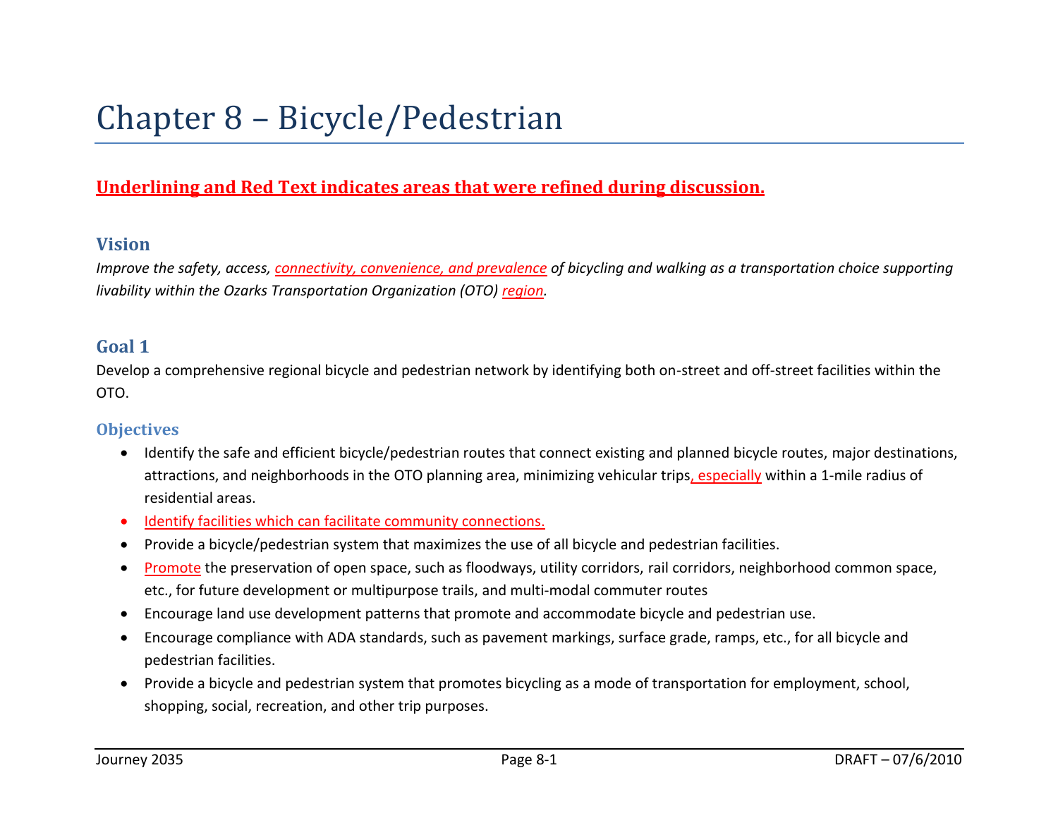# Chapter 8 – Bicycle/Pedestrian

**Underlining and Red Text indicates areas that were refined during discussion.**

## Vision

*Improve the safety, access, connectivity, convenience, and prevalence of bicycling and walking as a transportation choice supporting livability within the Ozarks Transportation Organization (OTO) region.*

## Goal 1

Develop a comprehensive regional bicycle and pedestrian network by identifying both on-street and off-street facilities within the OTO.

### Objectives

- Identify the safe and efficient bicycle/pedestrian routes that connect existing and planned bicycle routes, major destinations, attractions, and neighborhoods in the OTO planning area, minimizing vehicular trips, especially within a 1-mile radius of residential areas.
- Identify facilities which can facilitate community connections.
- Provide a bicycle/pedestrian system that maximizes the use of all bicycle and pedestrian facilities.
- Promote the preservation of open space, such as floodways, utility corridors, rail corridors, neighborhood common space, etc., for future development or multipurpose trails, and multi-modal commuter routes
- Encourage land use development patterns that promote and accommodate bicycle and pedestrian use.
- Encourage compliance with ADA standards, such as pavement markings, surface grade, ramps, etc., for all bicycle and pedestrian facilities.
- Provide a bicycle and pedestrian system that promotes bicycling as a mode of transportation for employment, school, shopping, social, recreation, and other trip purposes.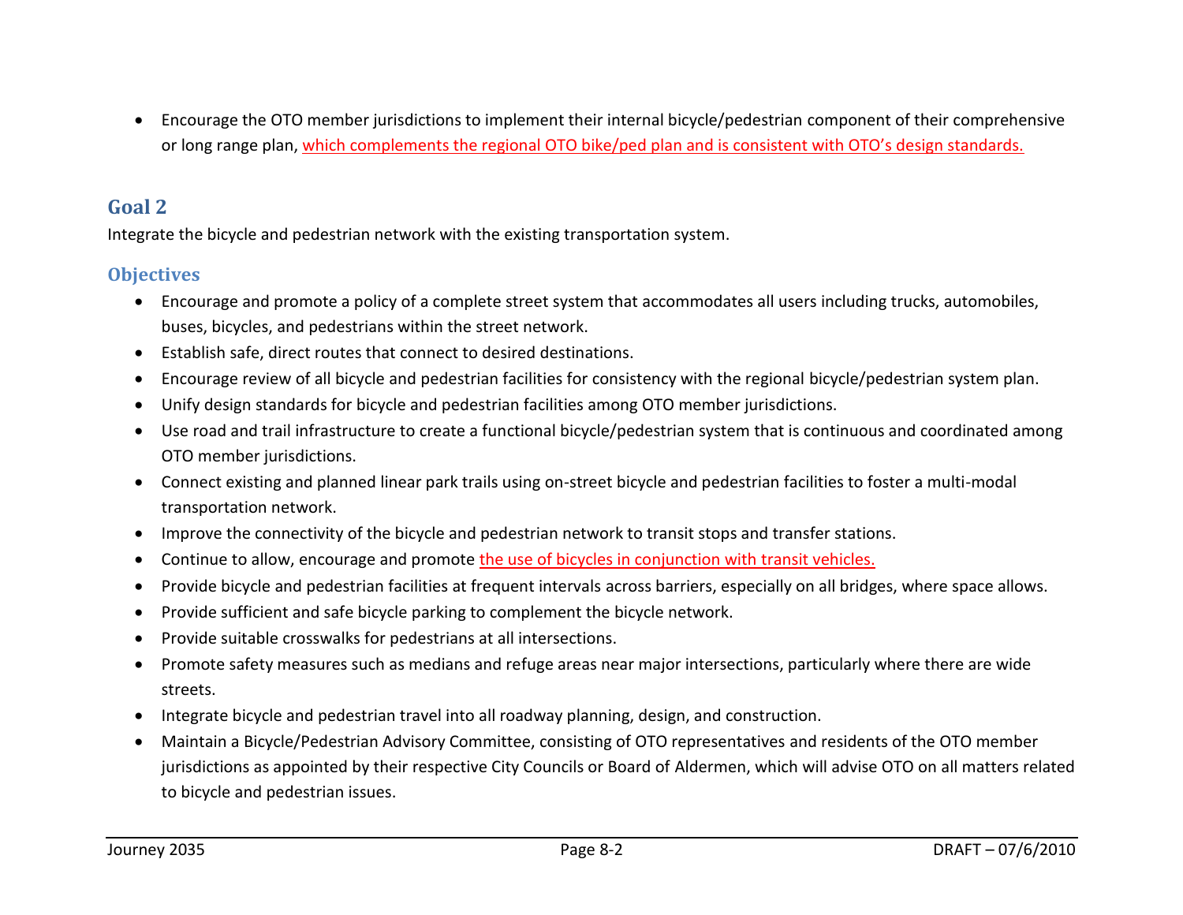- Encourage the OTO member jurisdictions to implement their internal bicycle/pedestrian component of their comprehensive or long range plan, which complements the regional OTO bike/ped plan and is consistent with OTO's design standards.

## Goal 2

Integrate the bicycle and pedestrian network with the existing transportation system.

### Objectives

- Encourage and promote a policy of a complete street system that accommodates all users including trucks, automobiles, buses, bicycles, and pedestrians within the street network.
- Establish safe, direct routes that connect to desired destinations.
- Encourage review of all bicycle and pedestrian facilities for consistency with the regional bicycle/pedestrian system plan.
- Unify design standards for bicycle and pedestrian facilities among OTO member jurisdictions.
- Use road and trail infrastructure to create a functional bicycle/pedestrian system that is continuous and coordinated among OTO member jurisdictions.
- Connect existing and planned linear park trails using on-street bicycle and pedestrian facilities to foster a multi-modal transportation network.
- Improve the connectivity of the bicycle and pedestrian network to transit stops and transfer stations.
- Continue to allow, encourage and promote the use of bicycles in conjunction with transit vehicles.
- Provide bicycle and pedestrian facilities at frequent intervals across barriers, especially on all bridges, where space allows.
- Provide sufficient and safe bicycle parking to complement the bicycle network.
- Provide suitable crosswalks for pedestrians at all intersections.
- Promote safety measures such as medians and refuge areas near major intersections, particularly where there are wide streets.
- Integrate bicycle and pedestrian travel into all roadway planning, design, and construction.
- Maintain a Bicycle/Pedestrian Advisory Committee, consisting of OTO representatives and residents of the OTO member jurisdictions as appointed by their respective City Councils or Board of Aldermen, which will advise OTO on all matters related to bicycle and pedestrian issues.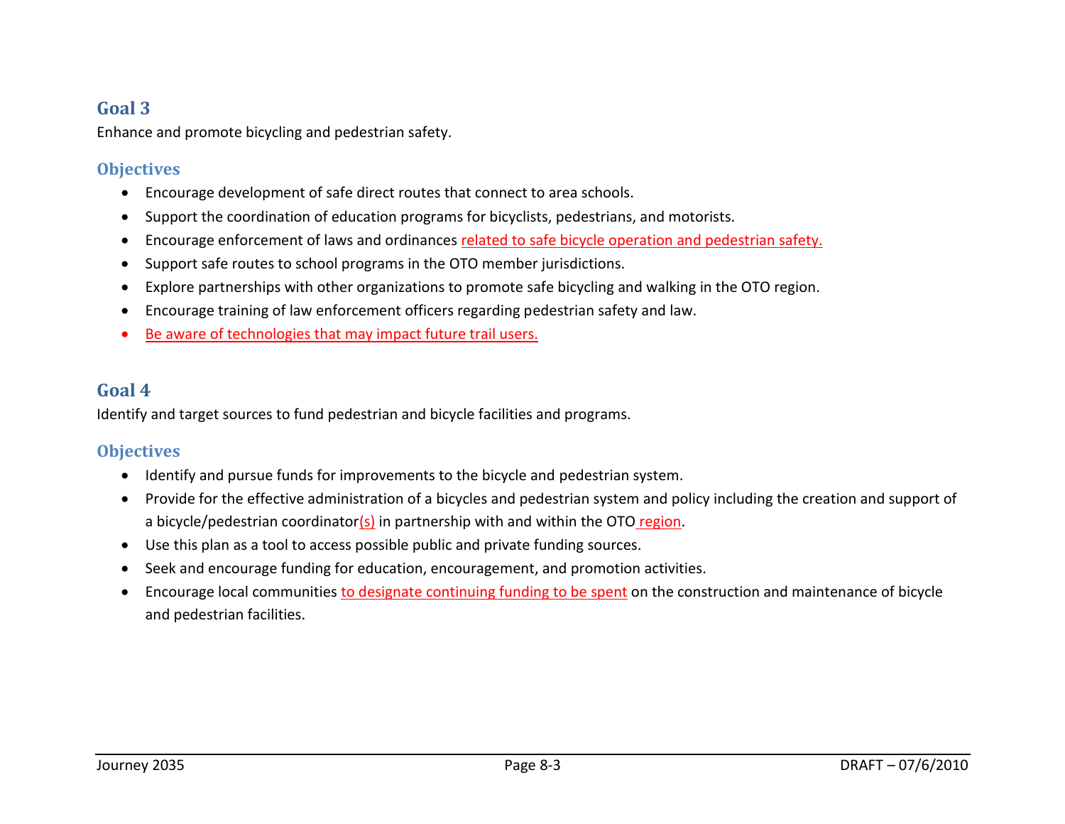## Goal 3

Enhance and promote bicycling and pedestrian safety.

### Objectives

- Encourage development of safe direct routes that connect to area schools.
- Support the coordination of education programs for bicyclists, pedestrians, and motorists.
- Encourage enforcement of laws and ordinances related to safe bicycle operation and pedestrian safety.
- Support safe routes to school programs in the OTO member jurisdictions.
- Explore partnerships with other organizations to promote safe bicycling and walking in the OTO region.
- Encourage training of law enforcement officers regarding pedestrian safety and law.
- Be aware of technologies that may impact future trail users.

## Goal 4

Identify and target sources to fund pedestrian and bicycle facilities and programs.

### Objectives

- Identify and pursue funds for improvements to the bicycle and pedestrian system.
- Provide for the effective administration of a bicycles and pedestrian system and policy including the creation and support of a bicycle/pedestrian coordinator(s) in partnership with and within the OTO region.
- Use this plan as a tool to access possible public and private funding sources.
- Seek and encourage funding for education, encouragement, and promotion activities.
- Encourage local communities to designate continuing funding to be spent on the construction and maintenance of bicycle and pedestrian facilities.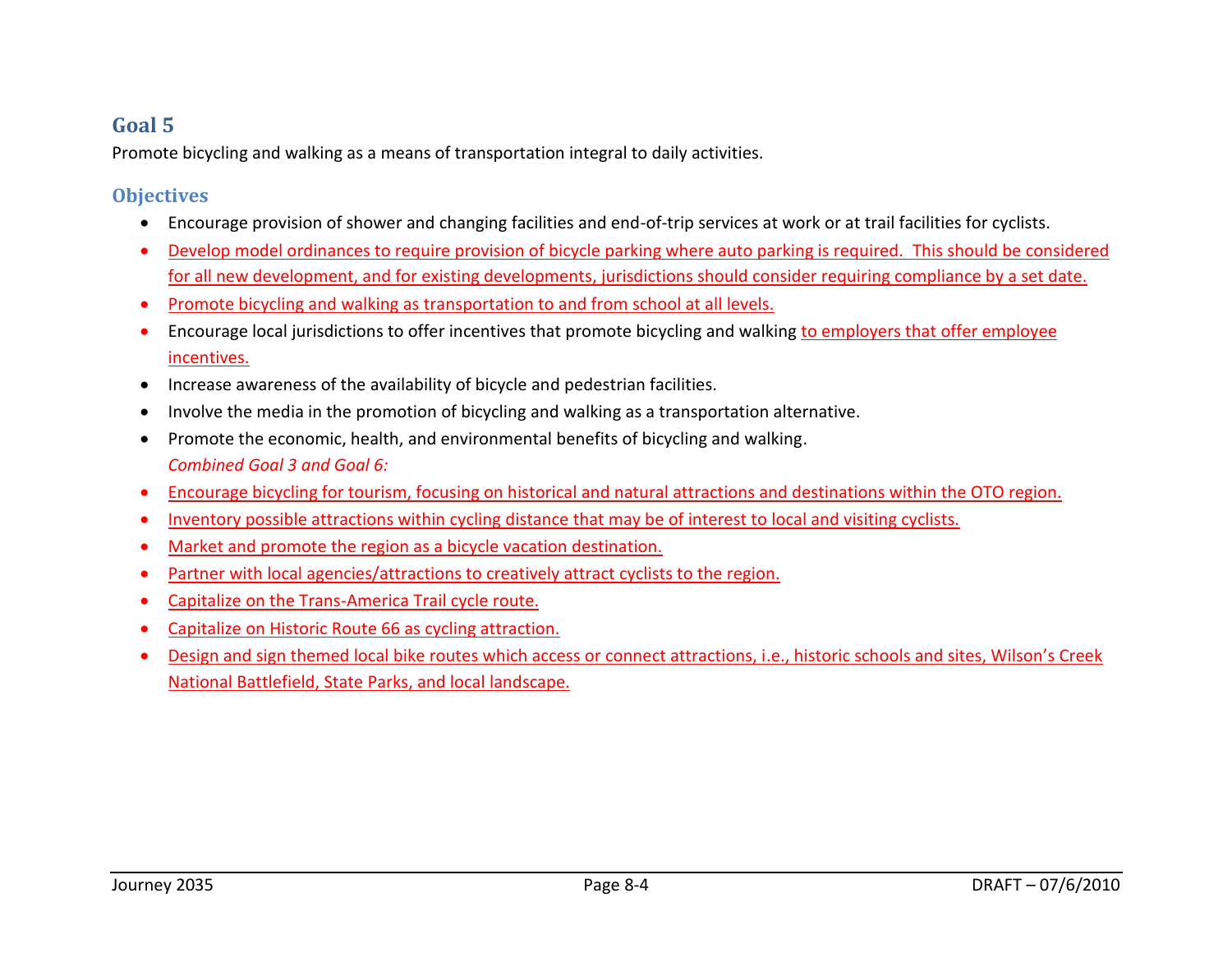## Goal 5

Promote bicycling and walking as a means of transportation integral to daily activities.

### Objectives

- Encourage provision of shower and changing facilities and end-of-trip services at work or at trail facilities for cyclists.
- Develop model ordinances to require provision of bicycle parking where auto parking is required. This should be considered for all new development, and for existing developments, jurisdictions should consider requiring compliance by a set date.
- Promote bicycling and walking as transportation to and from school at all levels.
- Encourage local jurisdictions to offer incentives that promote bicycling and walking to employers that offer employee incentives.
- Increase awareness of the availability of bicycle and pedestrian facilities.
- Involve the media in the promotion of bicycling and walking as a transportation alternative.
- Promote the economic, health, and environmental benefits of bicycling and walking.
  *Combined Goal 3 and Goal 6:*
- Encourage bicycling for tourism, focusing on historical and natural attractions and destinations within the OTO region.
- Inventory possible attractions within cycling distance that may be of interest to local and visiting cyclists.
- Market and promote the region as a bicycle vacation destination.
- Partner with local agencies/attractions to creatively attract cyclists to the region.
- Capitalize on the Trans-America Trail cycle route.
- Capitalize on Historic Route 66 as cycling attraction.
- Design and sign themed local bike routes which access or connect attractions, i.e., historic schools and sites, Wilson's Creek National Battlefield, State Parks, and local landscape.